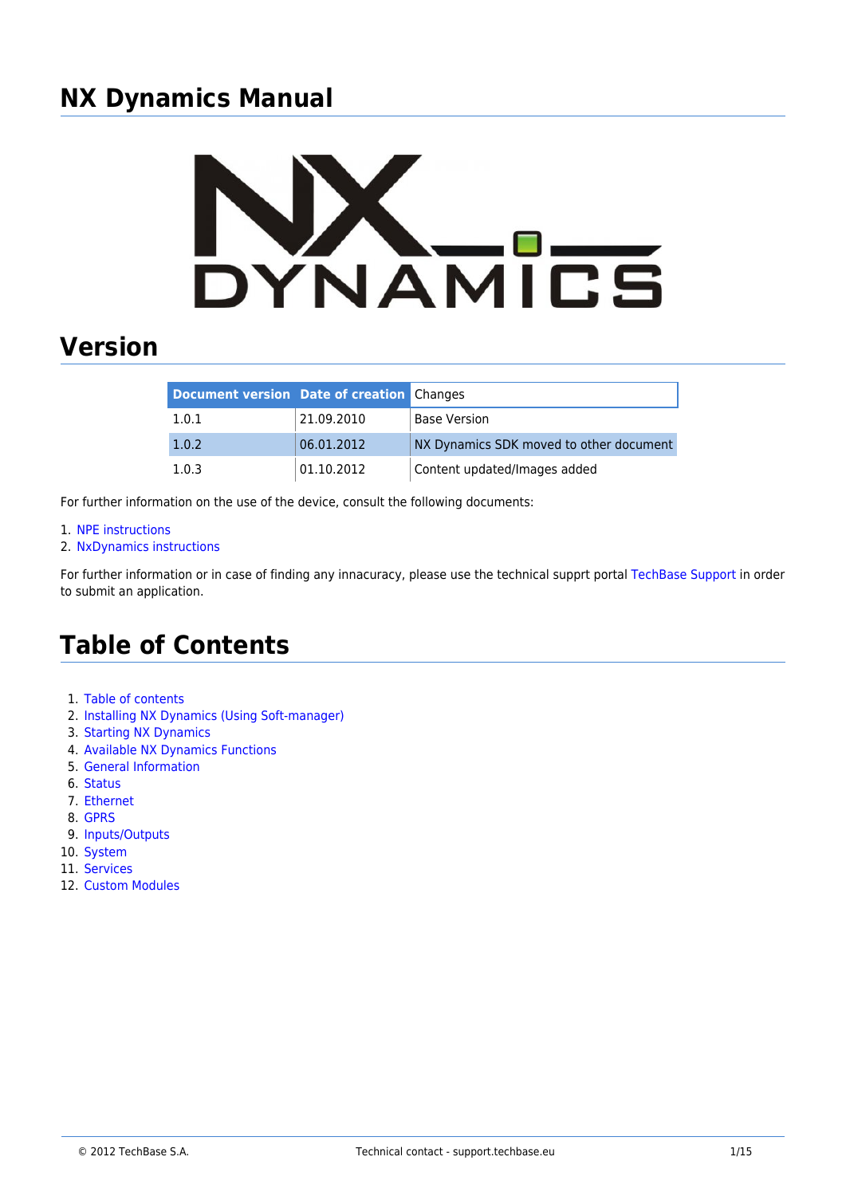# NX Dynamics Manual

## Version

| Document version | Date of creation | Changes |
| --- | --- | --- |
| 1.0.1 | 21.09.2010 | Base Version |
| 1.0.2 | 06.01.2012 | NX Dynamics SDK moved to other document |
| 1.0.3 | 01.10.2012 | Content updated/Images added |

For further information on the use of the device, consult the following documents:

1. NPE instructions
2. NxDynamics instructions

For further information or in case of finding any innacuracy, please use the technical supprt portal TechBase Support in order to submit an application.

## Table of Contents

1. Table of contents
2. Installing NX Dynamics (Using Soft-manager)
3. Starting NX Dynamics
4. Available NX Dynamics Functions
5. General Information
6. Status
7. Ethernet
8. GPRS
9. Inputs/Outputs
10. System
11. Services
12. Custom Modules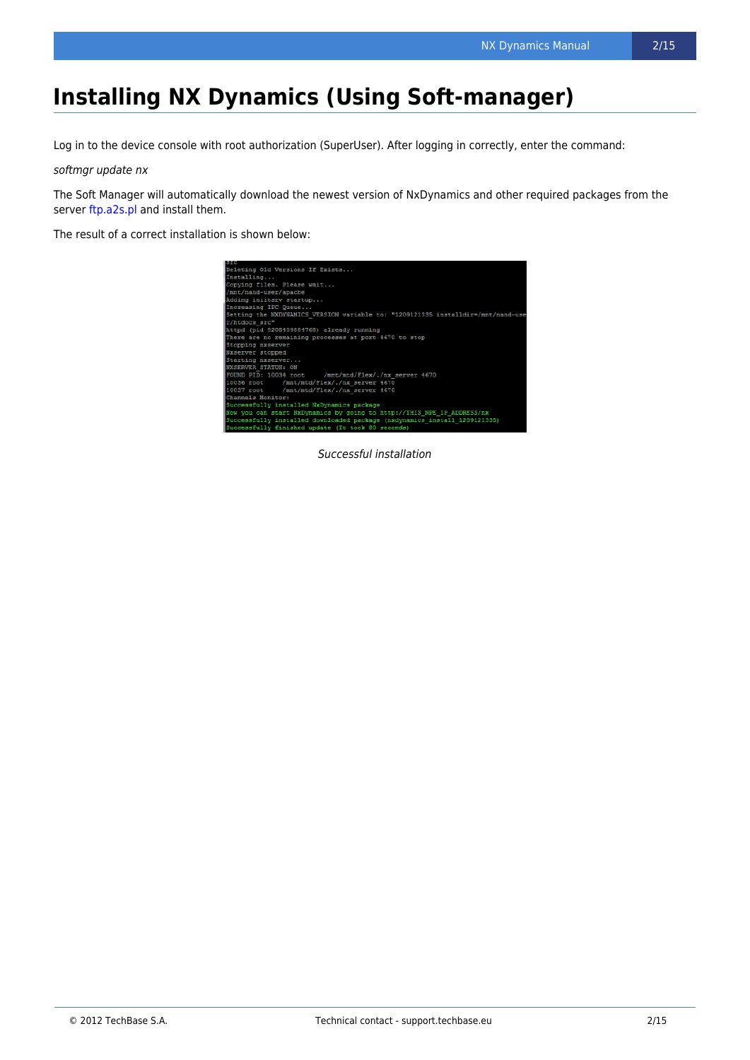# Installing NX Dynamics (Using Soft-manager)

Log in to the device console with root authorization (SuperUser). After logging in correctly, enter the command:

*softmgr update nx*

The Soft Manager will automatically download the newest version of NxDynamics and other required packages from the server ftp.a2s.pl and install them.

The result of a correct installation is shown below:

```
src
Deleting Old Versions If Exists...
Installing...
Copying files. Please wait...
/mnt/nand-user/apache
Adding initsrv startup...
Increasing IPC Queue...
Setting the NXDYNAMICS_VERSION variable to: "1209121335 installdir=/mnt/nand-use
r/htdocs_src"
httpd (pid 5208409884768) already running
There are no remaining processes at port 4670 to stop
Stopping nxserver
Nxserver stopped
Starting nxserver...
NXSERVER_STATUS: ON
FOUND PID: 10034 root      /mnt/mtd/Flex/./nx_server 4670
10036 root      /mnt/mtd/Flex/./nx_server 4670
10037 root      /mnt/mtd/Flex/./nx_server 4670
Channels Monitor:
Successfully installed NxDynamics package
Now you can start NxDynamics by going to http://THIS_NPE_IP_ADDRESS/nx
Successfully installed downloaded package (nxdynamics_install_1209121335)
Successfully finished update (It took 80 seconds)
```

*Successful installation*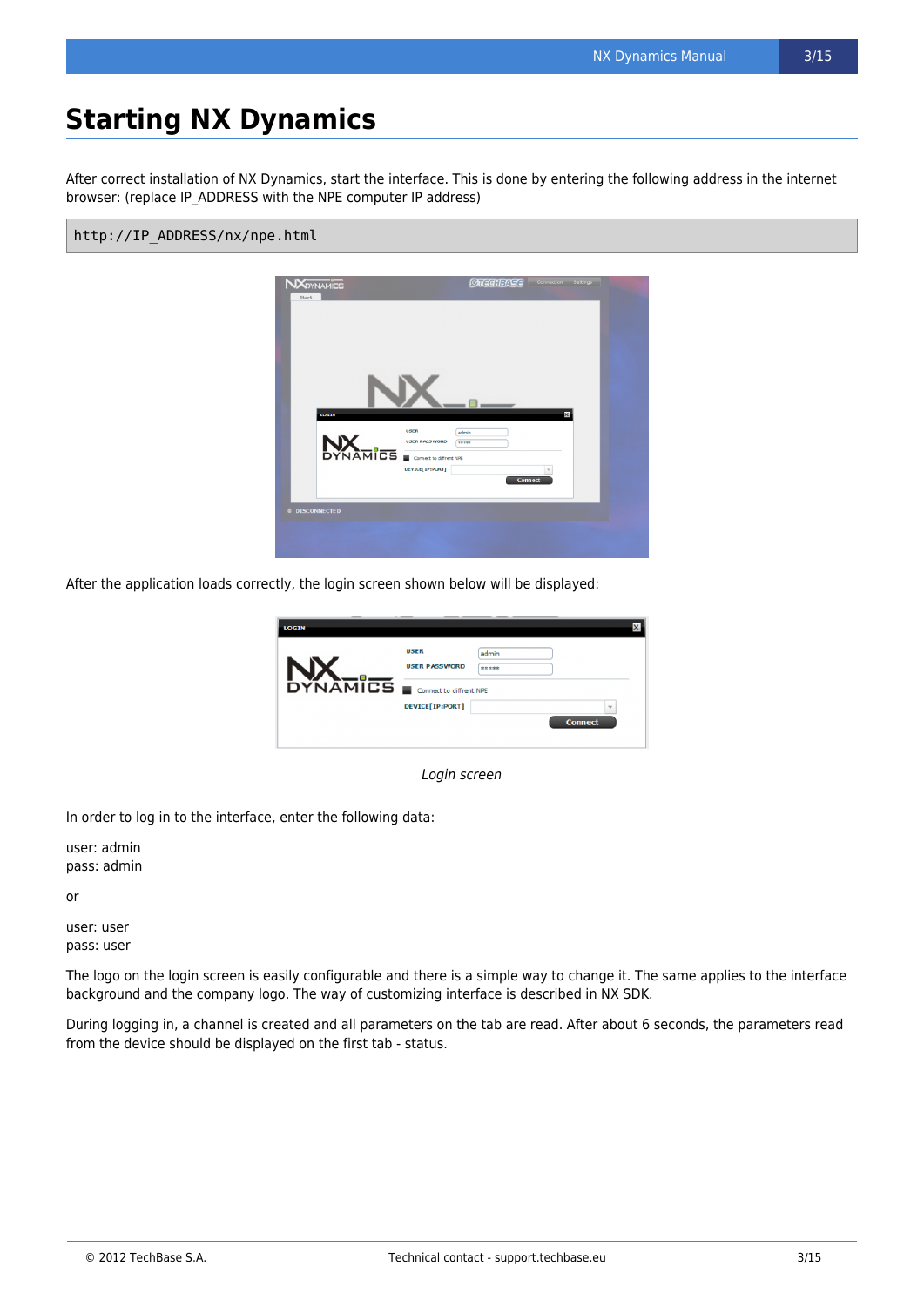# Starting NX Dynamics

After correct installation of NX Dynamics, start the interface. This is done by entering the following address in the internet browser: (replace IP_ADDRESS with the NPE computer IP address)

```
http://IP_ADDRESS/nx/npe.html
```

After the application loads correctly, the login screen shown below will be displayed:

*Login screen*

In order to log in to the interface, enter the following data:

user: admin
pass: admin

or

user: user
pass: user

The logo on the login screen is easily configurable and there is a simple way to change it. The same applies to the interface background and the company logo. The way of customizing interface is described in NX SDK.

During logging in, a channel is created and all parameters on the tab are read. After about 6 seconds, the parameters read from the device should be displayed on the first tab - status.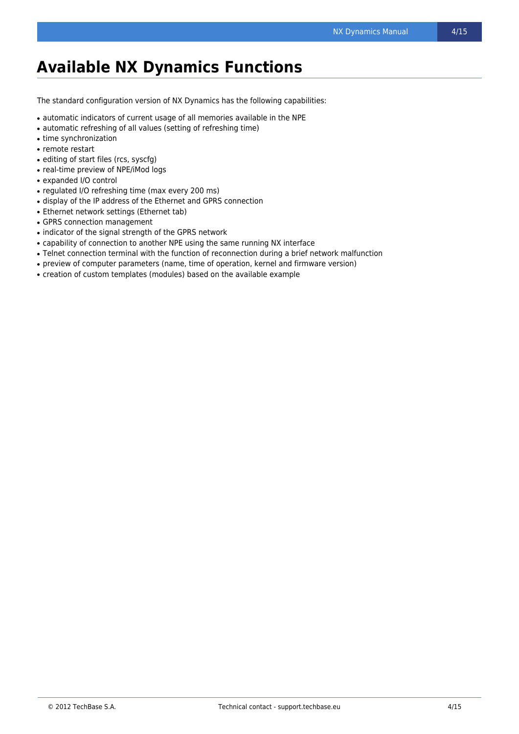# Available NX Dynamics Functions

The standard configuration version of NX Dynamics has the following capabilities:

- automatic indicators of current usage of all memories available in the NPE
- automatic refreshing of all values (setting of refreshing time)
- time synchronization
- remote restart
- editing of start files (rcs, syscfg)
- real-time preview of NPE/iMod logs
- expanded I/O control
- regulated I/O refreshing time (max every 200 ms)
- display of the IP address of the Ethernet and GPRS connection
- Ethernet network settings (Ethernet tab)
- GPRS connection management
- indicator of the signal strength of the GPRS network
- capability of connection to another NPE using the same running NX interface
- Telnet connection terminal with the function of reconnection during a brief network malfunction
- preview of computer parameters (name, time of operation, kernel and firmware version)
- creation of custom templates (modules) based on the available example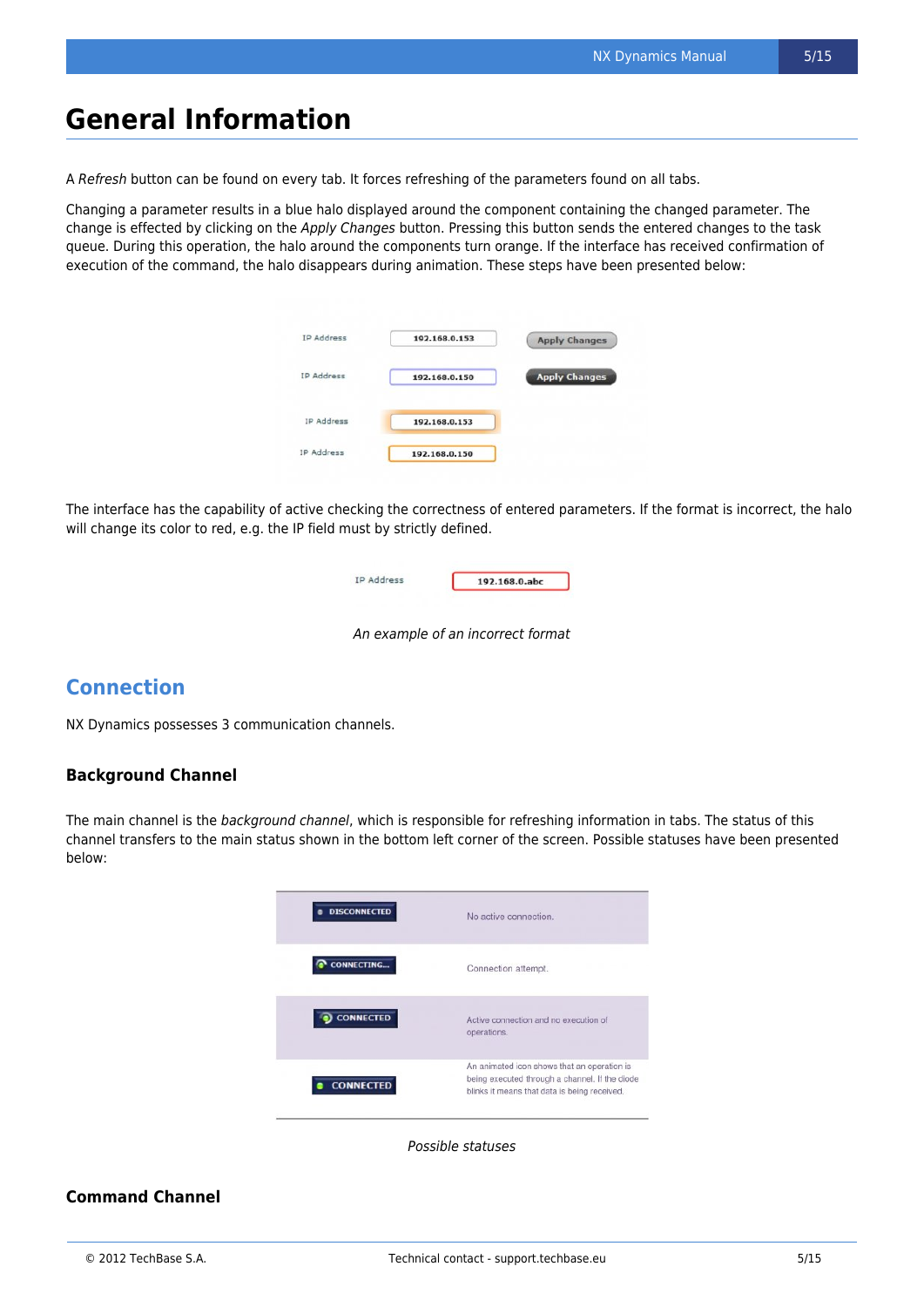# General Information

A *Refresh* button can be found on every tab. It forces refreshing of the parameters found on all tabs.

Changing a parameter results in a blue halo displayed around the component containing the changed parameter. The change is effected by clicking on the *Apply Changes* button. Pressing this button sends the entered changes to the task queue. During this operation, the halo around the components turn orange. If the interface has received confirmation of execution of the command, the halo disappears during animation. These steps have been presented below:

The interface has the capability of active checking the correctness of entered parameters. If the format is incorrect, the halo will change its color to red, e.g. the IP field must by strictly defined.

*An example of an incorrect format*

## Connection

NX Dynamics possesses 3 communication channels.

### Background Channel

The main channel is the *background channel*, which is responsible for refreshing information in tabs. The status of this channel transfers to the main status shown in the bottom left corner of the screen. Possible statuses have been presented below:

| Status | Description |
|---|---|
| DISCONNECTED | No active connection. |
| CONNECTING... | Connection attempt. |
| CONNECTED | Active connection and no execution of operations. |
| CONNECTED | An animated icon shows that an operation is being executed through a channel. If the diode blinks it means that data is being received. |

*Possible statuses*

### Command Channel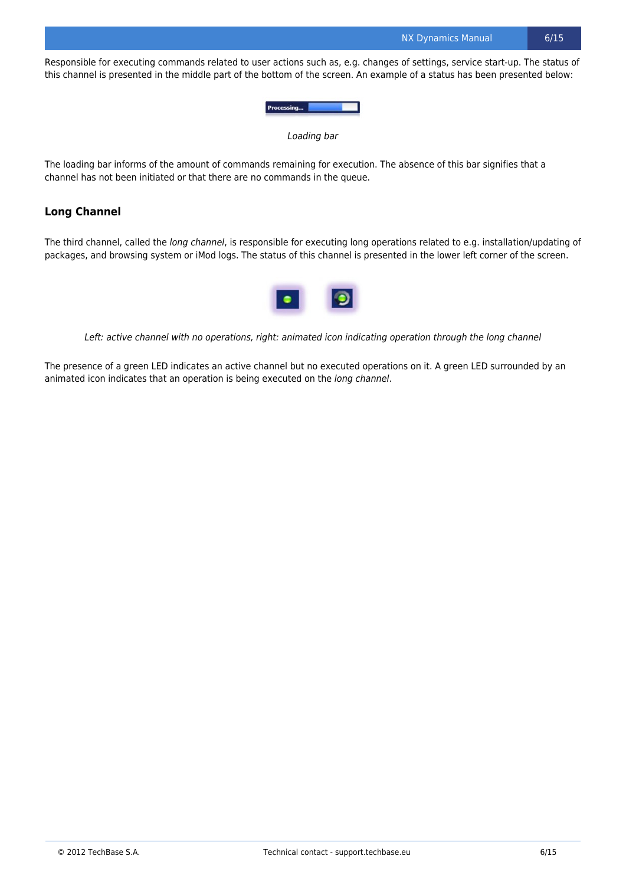Responsible for executing commands related to user actions such as, e.g. changes of settings, service start-up. The status of this channel is presented in the middle part of the bottom of the screen. An example of a status has been presented below:

*Loading bar*

The loading bar informs of the amount of commands remaining for execution. The absence of this bar signifies that a channel has not been initiated or that there are no commands in the queue.

### Long Channel

The third channel, called the *long channel*, is responsible for executing long operations related to e.g. installation/updating of packages, and browsing system or iMod logs. The status of this channel is presented in the lower left corner of the screen.

*Left: active channel with no operations, right: animated icon indicating operation through the long channel*

The presence of a green LED indicates an active channel but no executed operations on it. A green LED surrounded by an animated icon indicates that an operation is being executed on the *long channel*.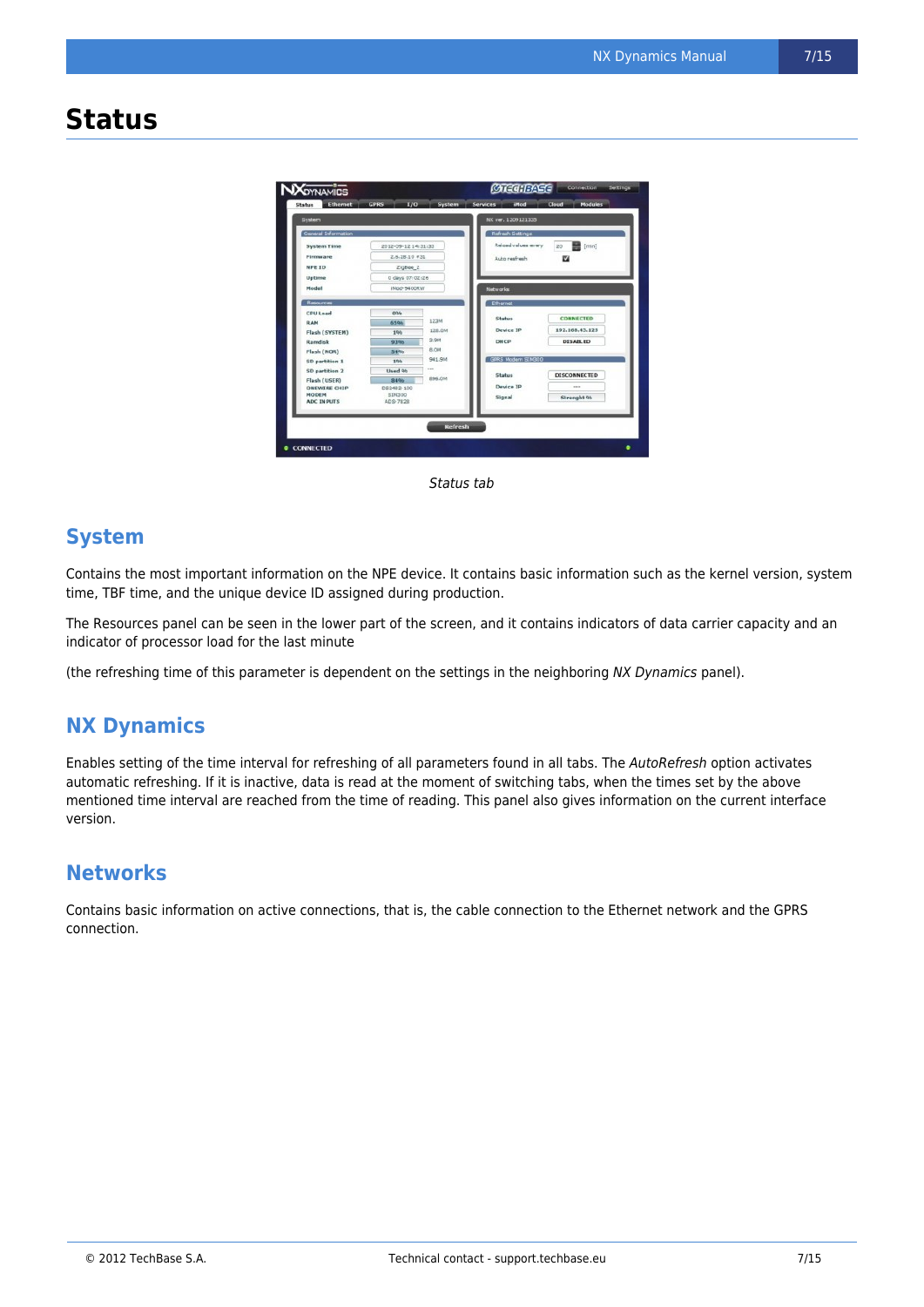# Status

*Status tab*

## System

Contains the most important information on the NPE device. It contains basic information such as the kernel version, system time, TBF time, and the unique device ID assigned during production.

The Resources panel can be seen in the lower part of the screen, and it contains indicators of data carrier capacity and an indicator of processor load for the last minute

(the refreshing time of this parameter is dependent on the settings in the neighboring *NX Dynamics* panel).

## NX Dynamics

Enables setting of the time interval for refreshing of all parameters found in all tabs. The *AutoRefresh* option activates automatic refreshing. If it is inactive, data is read at the moment of switching tabs, when the times set by the above mentioned time interval are reached from the time of reading. This panel also gives information on the current interface version.

## Networks

Contains basic information on active connections, that is, the cable connection to the Ethernet network and the GPRS connection.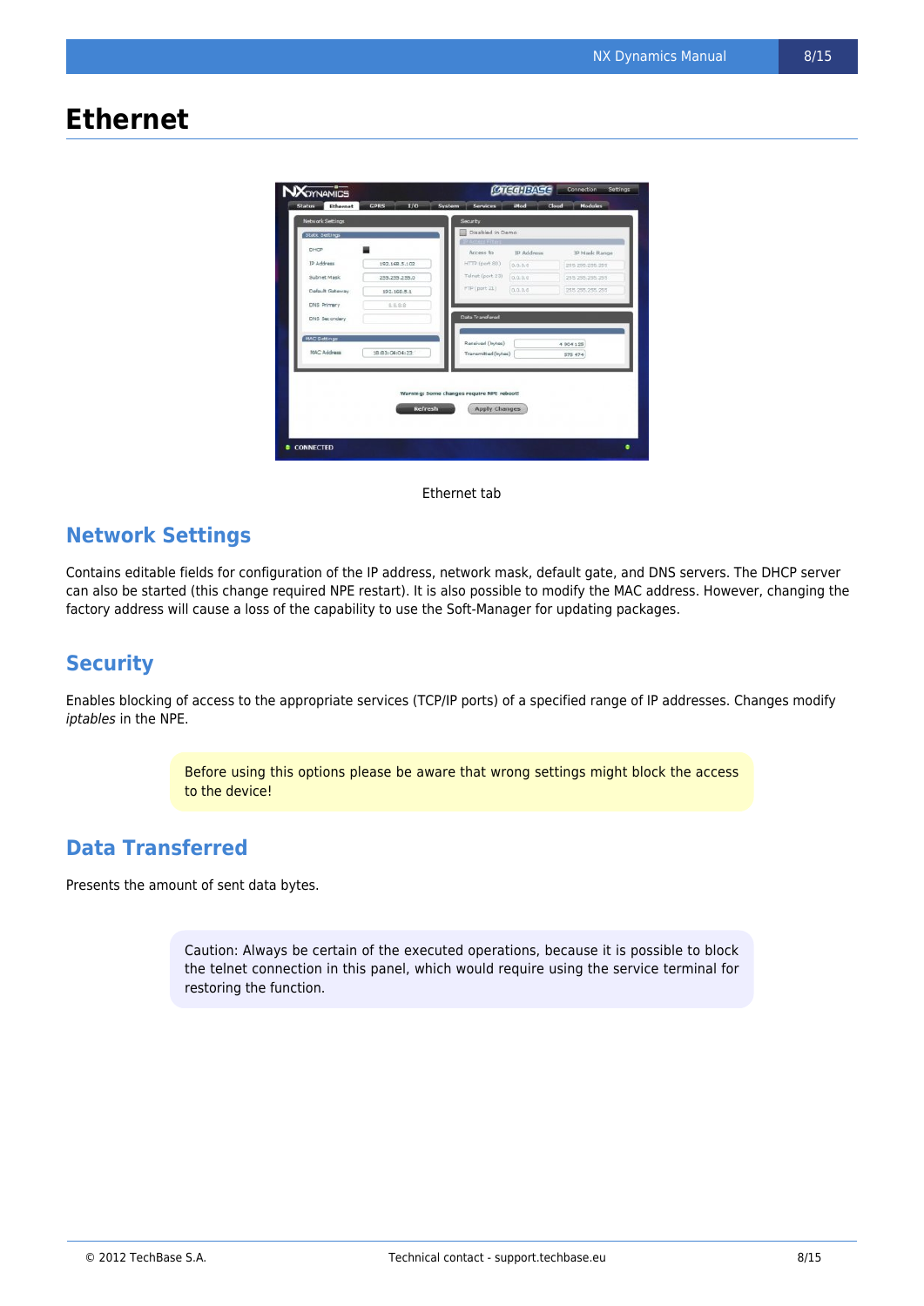# Ethernet

Ethernet tab

## Network Settings

Contains editable fields for configuration of the IP address, network mask, default gate, and DNS servers. The DHCP server can also be started (this change required NPE restart). It is also possible to modify the MAC address. However, changing the factory address will cause a loss of the capability to use the Soft-Manager for updating packages.

## Security

Enables blocking of access to the appropriate services (TCP/IP ports) of a specified range of IP addresses. Changes modify *iptables* in the NPE.

> Before using this options please be aware that wrong settings might block the access to the device!

## Data Transferred

Presents the amount of sent data bytes.

> Caution: Always be certain of the executed operations, because it is possible to block the telnet connection in this panel, which would require using the service terminal for restoring the function.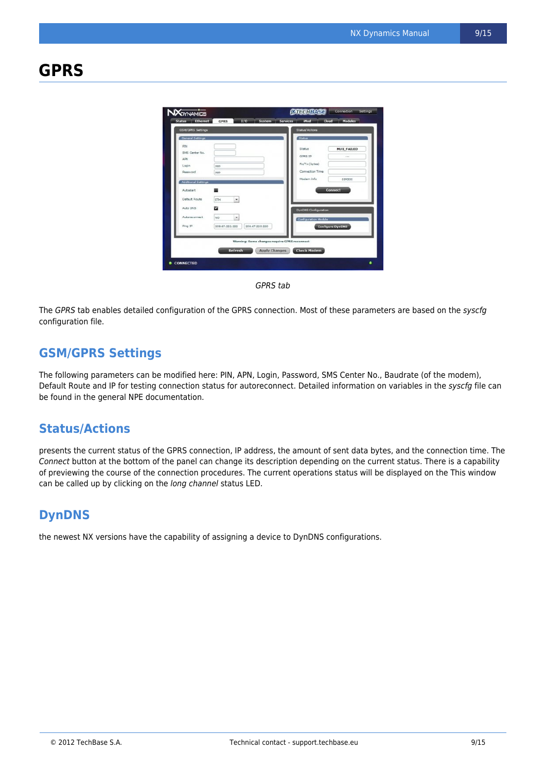# GPRS

*GPRS tab*

The *GPRS* tab enables detailed configuration of the GPRS connection. Most of these parameters are based on the *syscfg* configuration file.

## GSM/GPRS Settings

The following parameters can be modified here: PIN, APN, Login, Password, SMS Center No., Baudrate (of the modem), Default Route and IP for testing connection status for autoreconnect. Detailed information on variables in the *syscfg* file can be found in the general NPE documentation.

## Status/Actions

presents the current status of the GPRS connection, IP address, the amount of sent data bytes, and the connection time. The *Connect* button at the bottom of the panel can change its description depending on the current status. There is a capability of previewing the course of the connection procedures. The current operations status will be displayed on the This window can be called up by clicking on the *long channel* status LED.

## DynDNS

the newest NX versions have the capability of assigning a device to DynDNS configurations.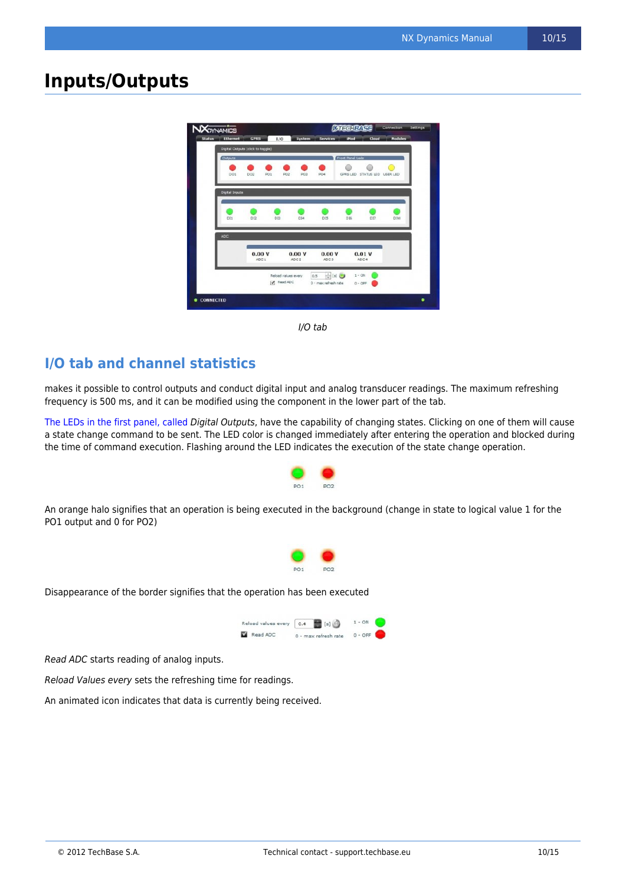# Inputs/Outputs

*I/O tab*

## I/O tab and channel statistics

makes it possible to control outputs and conduct digital input and analog transducer readings. The maximum refreshing frequency is 500 ms, and it can be modified using the component in the lower part of the tab.

The LEDs in the first panel, called *Digital Outputs*, have the capability of changing states. Clicking on one of them will cause a state change command to be sent. The LED color is changed immediately after entering the operation and blocked during the time of command execution. Flashing around the LED indicates the execution of the state change operation.

An orange halo signifies that an operation is being executed in the background (change in state to logical value 1 for the PO1 output and 0 for PO2)

Disappearance of the border signifies that the operation has been executed

*Read ADC* starts reading of analog inputs.

*Reload Values every* sets the refreshing time for readings.

An animated icon indicates that data is currently being received.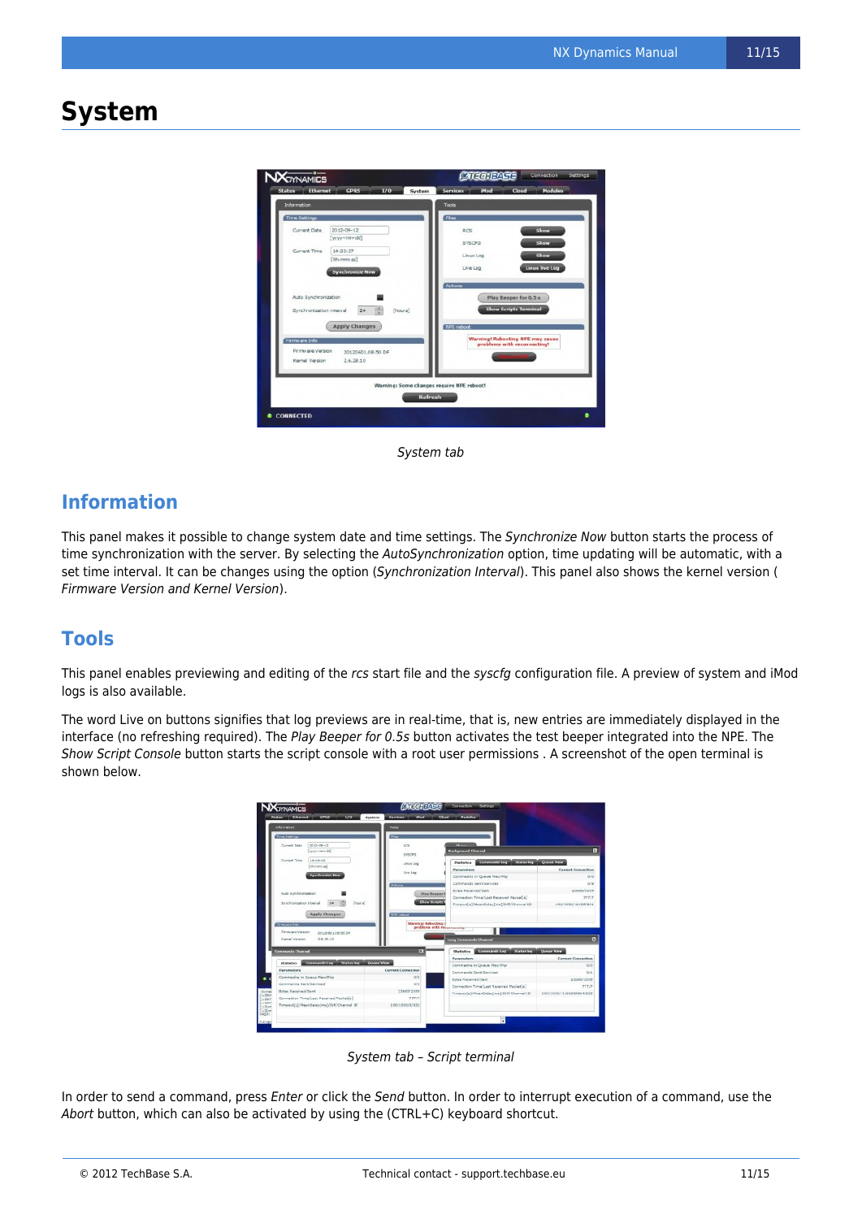# System

System tab

## Information

This panel makes it possible to change system date and time settings. The *Synchronize Now* button starts the process of time synchronization with the server. By selecting the *AutoSynchronization* option, time updating will be automatic, with a set time interval. It can be changes using the option (*Synchronization Interval*). This panel also shows the kernel version ( *Firmware Version and Kernel Version*).

## Tools

This panel enables previewing and editing of the *rcs* start file and the *syscfg* configuration file. A preview of system and iMod logs is also available.

The word Live on buttons signifies that log previews are in real-time, that is, new entries are immediately displayed in the interface (no refreshing required). The *Play Beeper for 0.5s* button activates the test beeper integrated into the NPE. The *Show Script Console* button starts the script console with a root user permissions . A screenshot of the open terminal is shown below.

System tab – Script terminal

In order to send a command, press *Enter* or click the *Send* button. In order to interrupt execution of a command, use the *Abort* button, which can also be activated by using the (CTRL+C) keyboard shortcut.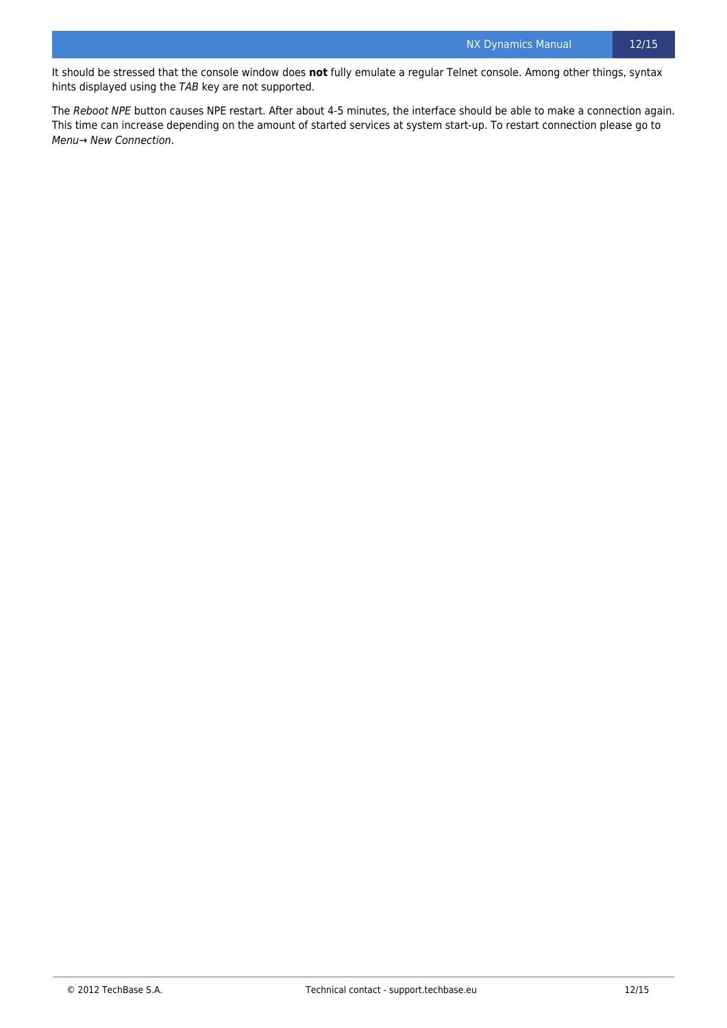It should be stressed that the console window does **not** fully emulate a regular Telnet console. Among other things, syntax hints displayed using the *TAB* key are not supported.

The *Reboot NPE* button causes NPE restart. After about 4-5 minutes, the interface should be able to make a connection again. This time can increase depending on the amount of started services at system start-up. To restart connection please go to *Menu→ New Connection*.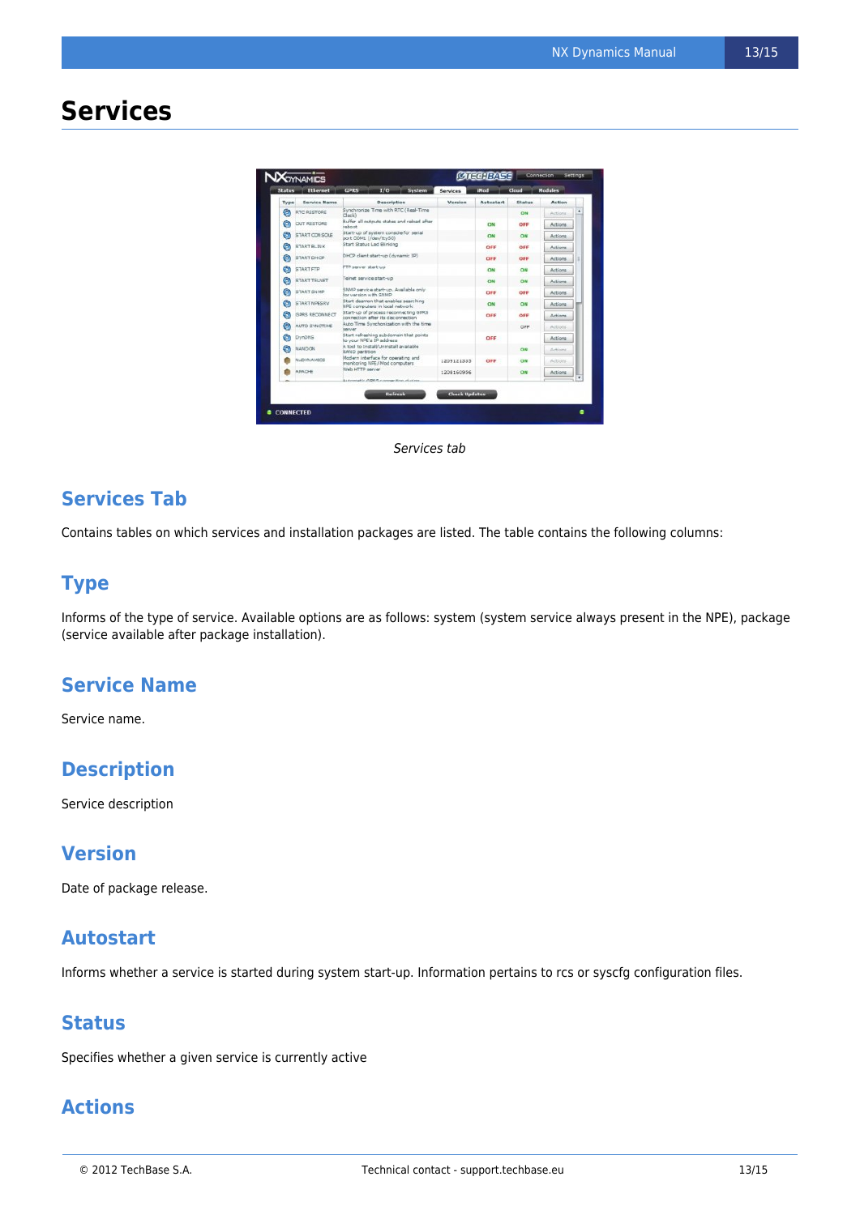# Services

*Services tab*

## Services Tab

Contains tables on which services and installation packages are listed. The table contains the following columns:

## Type

Informs of the type of service. Available options are as follows: system (system service always present in the NPE), package (service available after package installation).

## Service Name

Service name.

## Description

Service description

## Version

Date of package release.

## Autostart

Informs whether a service is started during system start-up. Information pertains to rcs or syscfg configuration files.

## Status

Specifies whether a given service is currently active

## Actions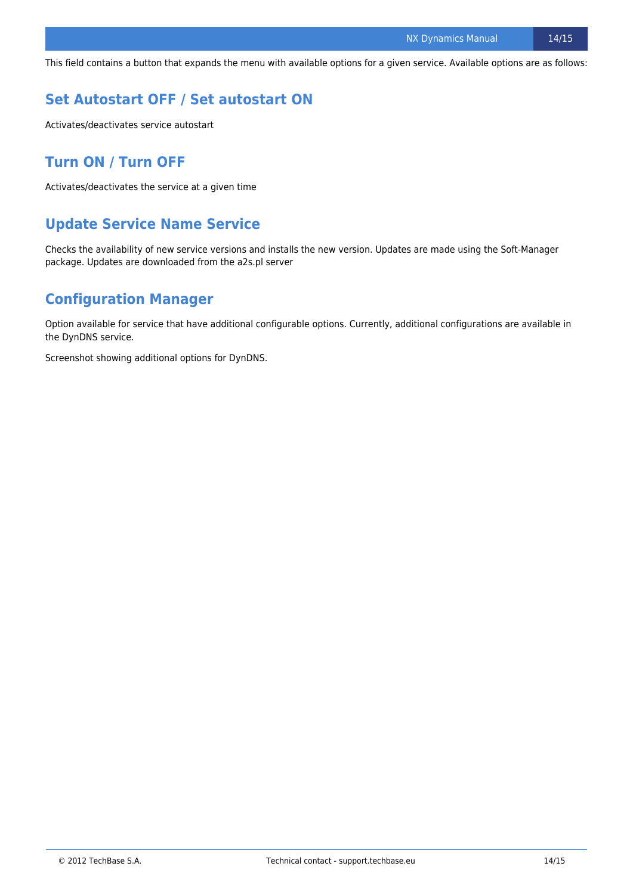This field contains a button that expands the menu with available options for a given service. Available options are as follows:

## Set Autostart OFF / Set autostart ON

Activates/deactivates service autostart

## Turn ON / Turn OFF

Activates/deactivates the service at a given time

## Update Service Name Service

Checks the availability of new service versions and installs the new version. Updates are made using the Soft-Manager package. Updates are downloaded from the a2s.pl server

## Configuration Manager

Option available for service that have additional configurable options. Currently, additional configurations are available in the DynDNS service.

Screenshot showing additional options for DynDNS.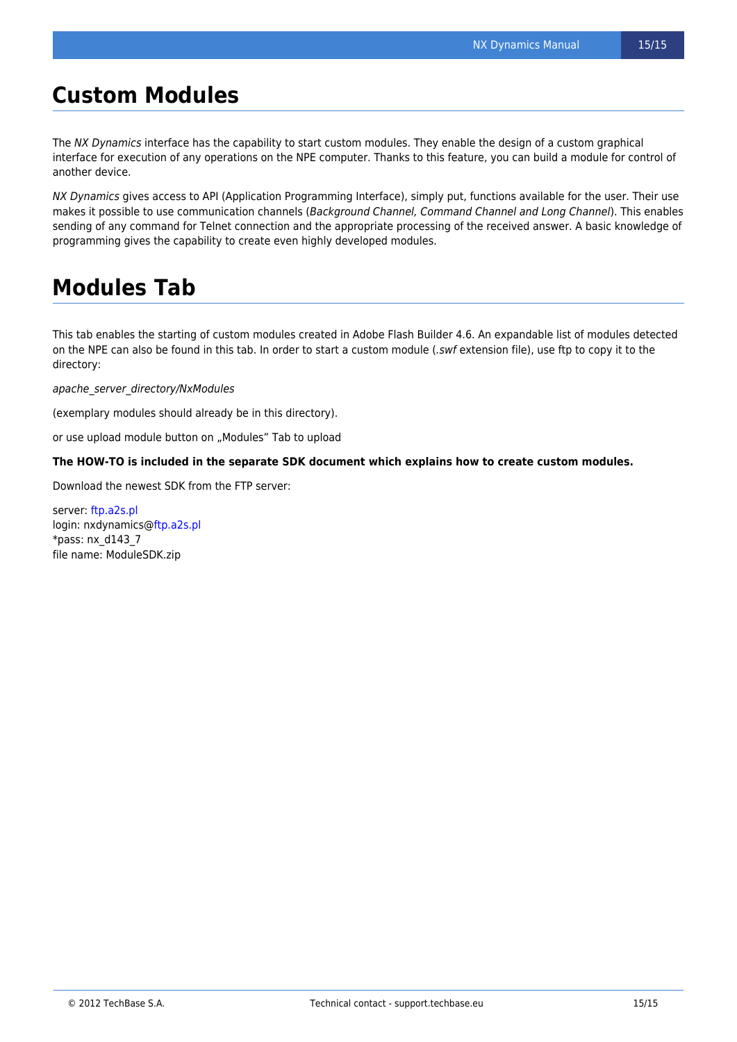# Custom Modules

The *NX Dynamics* interface has the capability to start custom modules. They enable the design of a custom graphical interface for execution of any operations on the NPE computer. Thanks to this feature, you can build a module for control of another device.

*NX Dynamics* gives access to API (Application Programming Interface), simply put, functions available for the user. Their use makes it possible to use communication channels (*Background Channel, Command Channel and Long Channel*). This enables sending of any command for Telnet connection and the appropriate processing of the received answer. A basic knowledge of programming gives the capability to create even highly developed modules.

# Modules Tab

This tab enables the starting of custom modules created in Adobe Flash Builder 4.6. An expandable list of modules detected on the NPE can also be found in this tab. In order to start a custom module (*.swf* extension file), use ftp to copy it to the directory:

*apache_server_directory/NxModules*

(exemplary modules should already be in this directory).

or use upload module button on „Modules" Tab to upload

**The HOW-TO is included in the separate SDK document which explains how to create custom modules.**

Download the newest SDK from the FTP server:

server: ftp.a2s.pl
login: nxdynamics@ftp.a2s.pl
*pass: nx_d143_7
file name: ModuleSDK.zip